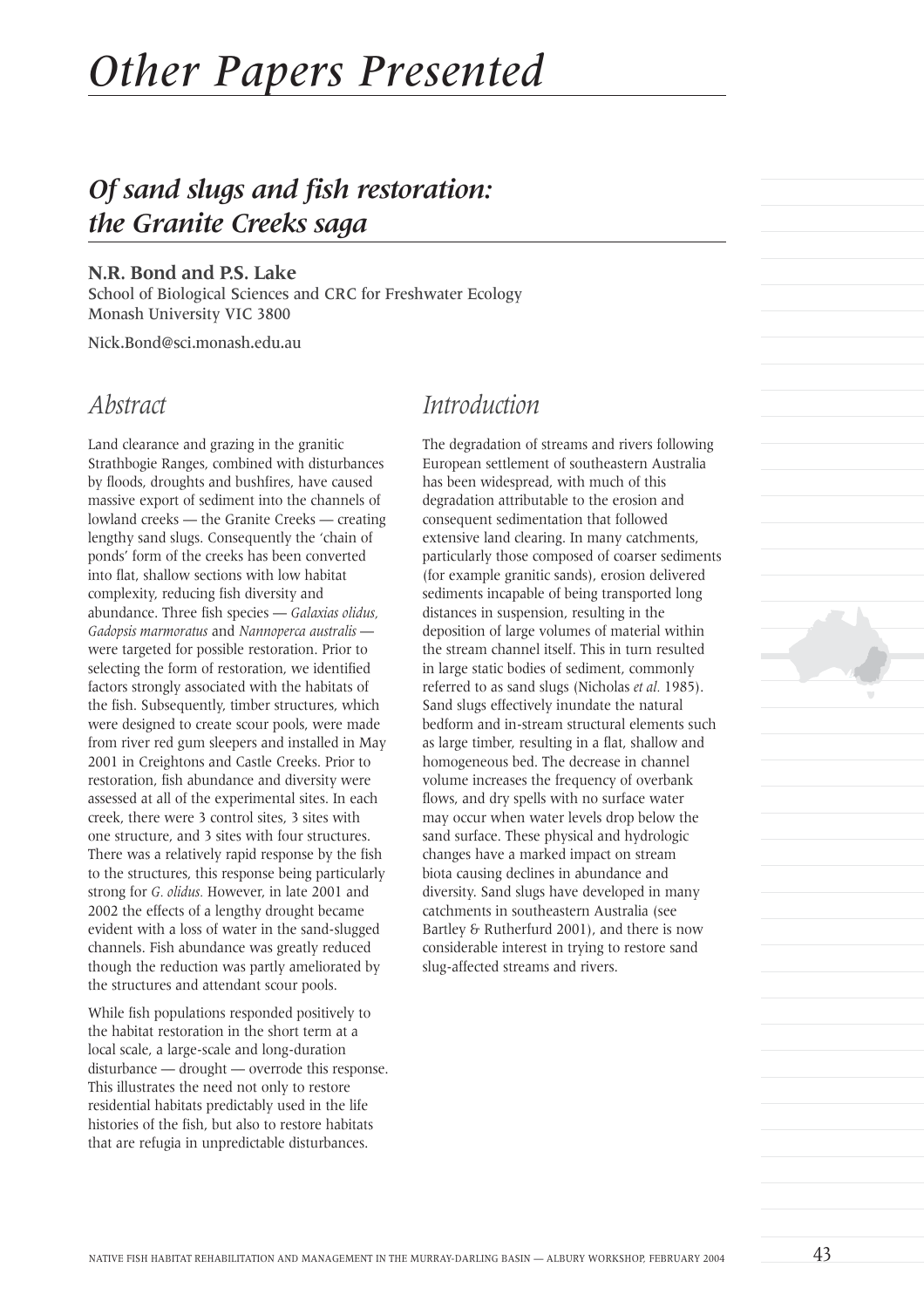# *Other Papers Presented*

## *Of sand slugs and fish restoration: the Granite Creeks saga*

**N.R. Bond and P.S. Lake**
School of Biological Sciences and CRC for Freshwater Ecology
Monash University VIC 3800

Nick.Bond@sci.monash.edu.au

## *Abstract*

Land clearance and grazing in the granitic Strathbogie Ranges, combined with disturbances by floods, droughts and bushfires, have caused massive export of sediment into the channels of lowland creeks — the Granite Creeks — creating lengthy sand slugs. Consequently the 'chain of ponds' form of the creeks has been converted into flat, shallow sections with low habitat complexity, reducing fish diversity and abundance. Three fish species — *Galaxias olidus, Gadopsis marmoratus* and *Nannoperca australis* — were targeted for possible restoration. Prior to selecting the form of restoration, we identified factors strongly associated with the habitats of the fish. Subsequently, timber structures, which were designed to create scour pools, were made from river red gum sleepers and installed in May 2001 in Creightons and Castle Creeks. Prior to restoration, fish abundance and diversity were assessed at all of the experimental sites. In each creek, there were 3 control sites, 3 sites with one structure, and 3 sites with four structures. There was a relatively rapid response by the fish to the structures, this response being particularly strong for *G. olidus.* However, in late 2001 and 2002 the effects of a lengthy drought became evident with a loss of water in the sand-slugged channels. Fish abundance was greatly reduced though the reduction was partly ameliorated by the structures and attendant scour pools.

While fish populations responded positively to the habitat restoration in the short term at a local scale, a large-scale and long-duration disturbance — drought — overrode this response. This illustrates the need not only to restore residential habitats predictably used in the life histories of the fish, but also to restore habitats that are refugia in unpredictable disturbances.

## *Introduction*

The degradation of streams and rivers following European settlement of southeastern Australia has been widespread, with much of this degradation attributable to the erosion and consequent sedimentation that followed extensive land clearing. In many catchments, particularly those composed of coarser sediments (for example granitic sands), erosion delivered sediments incapable of being transported long distances in suspension, resulting in the deposition of large volumes of material within the stream channel itself. This in turn resulted in large static bodies of sediment, commonly referred to as sand slugs (Nicholas *et al.* 1985). Sand slugs effectively inundate the natural bedform and in-stream structural elements such as large timber, resulting in a flat, shallow and homogeneous bed. The decrease in channel volume increases the frequency of overbank flows, and dry spells with no surface water may occur when water levels drop below the sand surface. These physical and hydrologic changes have a marked impact on stream biota causing declines in abundance and diversity. Sand slugs have developed in many catchments in southeastern Australia (see Bartley & Rutherfurd 2001), and there is now considerable interest in trying to restore sand slug-affected streams and rivers.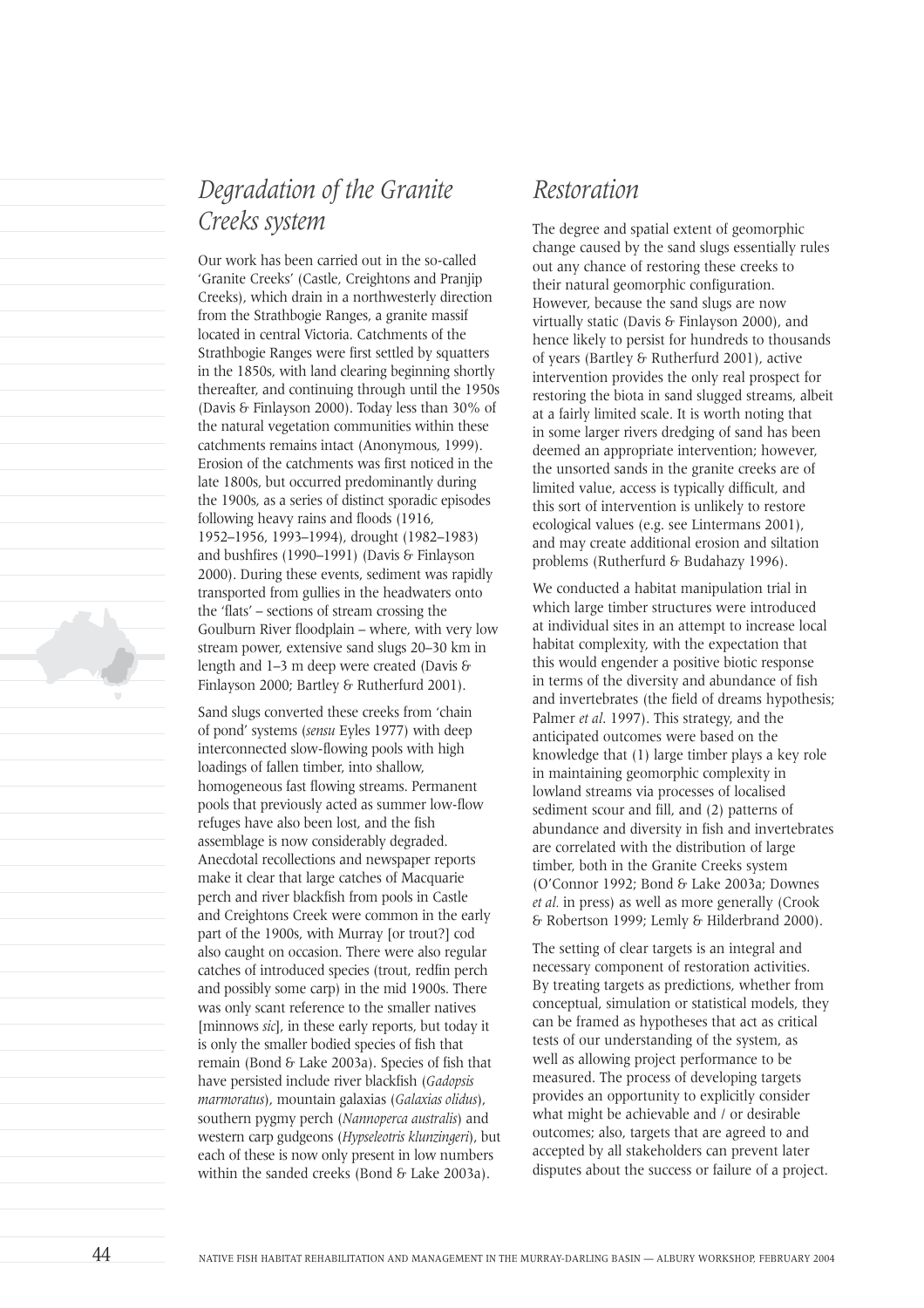## *Degradation of the Granite Creeks system*

Our work has been carried out in the so-called 'Granite Creeks' (Castle, Creightons and Pranjip Creeks), which drain in a northwesterly direction from the Strathbogie Ranges, a granite massif located in central Victoria. Catchments of the Strathbogie Ranges were first settled by squatters in the 1850s, with land clearing beginning shortly thereafter, and continuing through until the 1950s (Davis & Finlayson 2000). Today less than 30% of the natural vegetation communities within these catchments remains intact (Anonymous, 1999). Erosion of the catchments was first noticed in the late 1800s, but occurred predominantly during the 1900s, as a series of distinct sporadic episodes following heavy rains and floods (1916, 1952–1956, 1993–1994), drought (1982–1983) and bushfires (1990–1991) (Davis & Finlayson 2000). During these events, sediment was rapidly transported from gullies in the headwaters onto the 'flats' – sections of stream crossing the Goulburn River floodplain – where, with very low stream power, extensive sand slugs 20–30 km in length and 1–3 m deep were created (Davis & Finlayson 2000; Bartley & Rutherfurd 2001).

Sand slugs converted these creeks from 'chain of pond' systems (*sensu* Eyles 1977) with deep interconnected slow-flowing pools with high loadings of fallen timber, into shallow, homogeneous fast flowing streams. Permanent pools that previously acted as summer low-flow refuges have also been lost, and the fish assemblage is now considerably degraded. Anecdotal recollections and newspaper reports make it clear that large catches of Macquarie perch and river blackfish from pools in Castle and Creightons Creek were common in the early part of the 1900s, with Murray [or trout?] cod also caught on occasion. There were also regular catches of introduced species (trout, redfin perch and possibly some carp) in the mid 1900s. There was only scant reference to the smaller natives [minnows *sic*], in these early reports, but today it is only the smaller bodied species of fish that remain (Bond & Lake 2003a). Species of fish that have persisted include river blackfish (*Gadopsis marmoratus*), mountain galaxias (*Galaxias olidus*), southern pygmy perch (*Nannoperca australis*) and western carp gudgeons (*Hypseleotris klunzingeri*), but each of these is now only present in low numbers within the sanded creeks (Bond & Lake 2003a).

## *Restoration*

The degree and spatial extent of geomorphic change caused by the sand slugs essentially rules out any chance of restoring these creeks to their natural geomorphic configuration. However, because the sand slugs are now virtually static (Davis & Finlayson 2000), and hence likely to persist for hundreds to thousands of years (Bartley & Rutherfurd 2001), active intervention provides the only real prospect for restoring the biota in sand slugged streams, albeit at a fairly limited scale. It is worth noting that in some larger rivers dredging of sand has been deemed an appropriate intervention; however, the unsorted sands in the granite creeks are of limited value, access is typically difficult, and this sort of intervention is unlikely to restore ecological values (e.g. see Lintermans 2001), and may create additional erosion and siltation problems (Rutherfurd & Budahazy 1996).

We conducted a habitat manipulation trial in which large timber structures were introduced at individual sites in an attempt to increase local habitat complexity, with the expectation that this would engender a positive biotic response in terms of the diversity and abundance of fish and invertebrates (the field of dreams hypothesis; Palmer *et al*. 1997). This strategy, and the anticipated outcomes were based on the knowledge that (1) large timber plays a key role in maintaining geomorphic complexity in lowland streams via processes of localised sediment scour and fill, and (2) patterns of abundance and diversity in fish and invertebrates are correlated with the distribution of large timber, both in the Granite Creeks system (O'Connor 1992; Bond & Lake 2003a; Downes *et al.* in press) as well as more generally (Crook & Robertson 1999; Lemly & Hilderbrand 2000).

The setting of clear targets is an integral and necessary component of restoration activities. By treating targets as predictions, whether from conceptual, simulation or statistical models, they can be framed as hypotheses that act as critical tests of our understanding of the system, as well as allowing project performance to be measured. The process of developing targets provides an opportunity to explicitly consider what might be achievable and / or desirable outcomes; also, targets that are agreed to and accepted by all stakeholders can prevent later disputes about the success or failure of a project.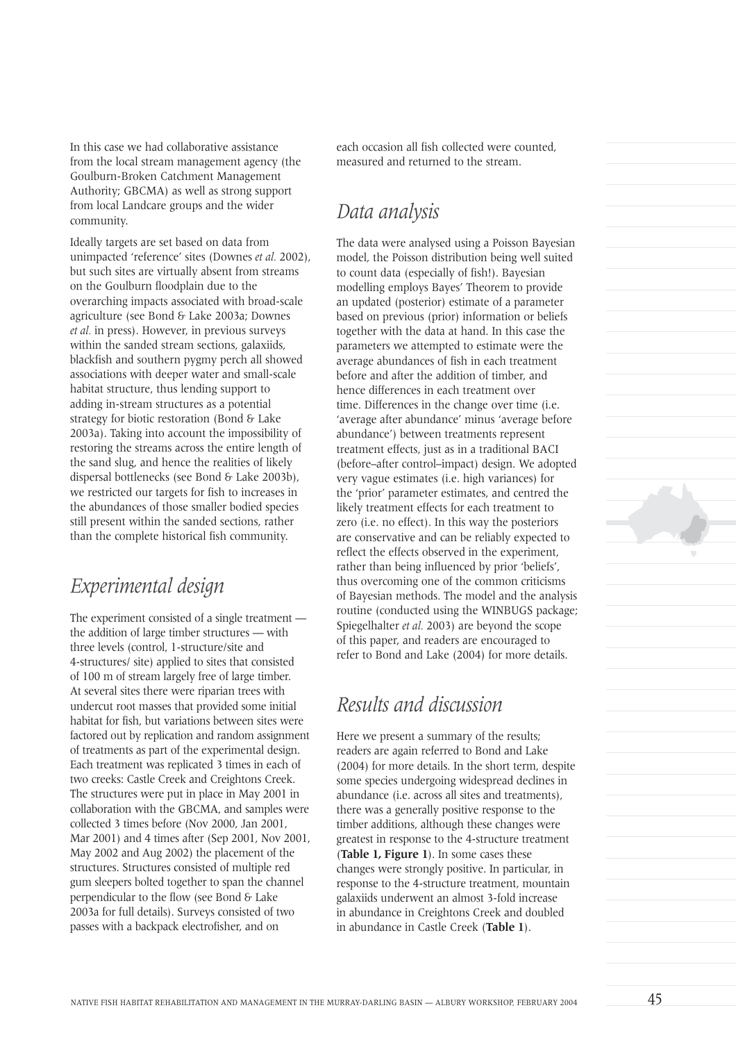In this case we had collaborative assistance from the local stream management agency (the Goulburn-Broken Catchment Management Authority; GBCMA) as well as strong support from local Landcare groups and the wider community.

Ideally targets are set based on data from unimpacted 'reference' sites (Downes *et al.* 2002), but such sites are virtually absent from streams on the Goulburn floodplain due to the overarching impacts associated with broad-scale agriculture (see Bond & Lake 2003a; Downes *et al.* in press). However, in previous surveys within the sanded stream sections, galaxiids, blackfish and southern pygmy perch all showed associations with deeper water and small-scale habitat structure, thus lending support to adding in-stream structures as a potential strategy for biotic restoration (Bond & Lake 2003a). Taking into account the impossibility of restoring the streams across the entire length of the sand slug, and hence the realities of likely dispersal bottlenecks (see Bond & Lake 2003b), we restricted our targets for fish to increases in the abundances of those smaller bodied species still present within the sanded sections, rather than the complete historical fish community.

## Experimental design

The experiment consisted of a single treatment — the addition of large timber structures — with three levels (control, 1-structure/site and 4-structures/ site) applied to sites that consisted of 100 m of stream largely free of large timber. At several sites there were riparian trees with undercut root masses that provided some initial habitat for fish, but variations between sites were factored out by replication and random assignment of treatments as part of the experimental design. Each treatment was replicated 3 times in each of two creeks: Castle Creek and Creightons Creek. The structures were put in place in May 2001 in collaboration with the GBCMA, and samples were collected 3 times before (Nov 2000, Jan 2001, Mar 2001) and 4 times after (Sep 2001, Nov 2001, May 2002 and Aug 2002) the placement of the structures. Structures consisted of multiple red gum sleepers bolted together to span the channel perpendicular to the flow (see Bond & Lake 2003a for full details). Surveys consisted of two passes with a backpack electrofisher, and on each occasion all fish collected were counted, measured and returned to the stream.

## Data analysis

The data were analysed using a Poisson Bayesian model, the Poisson distribution being well suited to count data (especially of fish!). Bayesian modelling employs Bayes' Theorem to provide an updated (posterior) estimate of a parameter based on previous (prior) information or beliefs together with the data at hand. In this case the parameters we attempted to estimate were the average abundances of fish in each treatment before and after the addition of timber, and hence differences in each treatment over time. Differences in the change over time (i.e. 'average after abundance' minus 'average before abundance') between treatments represent treatment effects, just as in a traditional BACI (before–after control–impact) design. We adopted very vague estimates (i.e. high variances) for the 'prior' parameter estimates, and centred the likely treatment effects for each treatment to zero (i.e. no effect). In this way the posteriors are conservative and can be reliably expected to reflect the effects observed in the experiment, rather than being influenced by prior 'beliefs', thus overcoming one of the common criticisms of Bayesian methods. The model and the analysis routine (conducted using the WINBUGS package; Spiegelhalter *et al.* 2003) are beyond the scope of this paper, and readers are encouraged to refer to Bond and Lake (2004) for more details.

## Results and discussion

Here we present a summary of the results; readers are again referred to Bond and Lake (2004) for more details. In the short term, despite some species undergoing widespread declines in abundance (i.e. across all sites and treatments), there was a generally positive response to the timber additions, although these changes were greatest in response to the 4-structure treatment (**Table 1, Figure 1**). In some cases these changes were strongly positive. In particular, in response to the 4-structure treatment, mountain galaxiids underwent an almost 3-fold increase in abundance in Creightons Creek and doubled in abundance in Castle Creek (**Table 1**).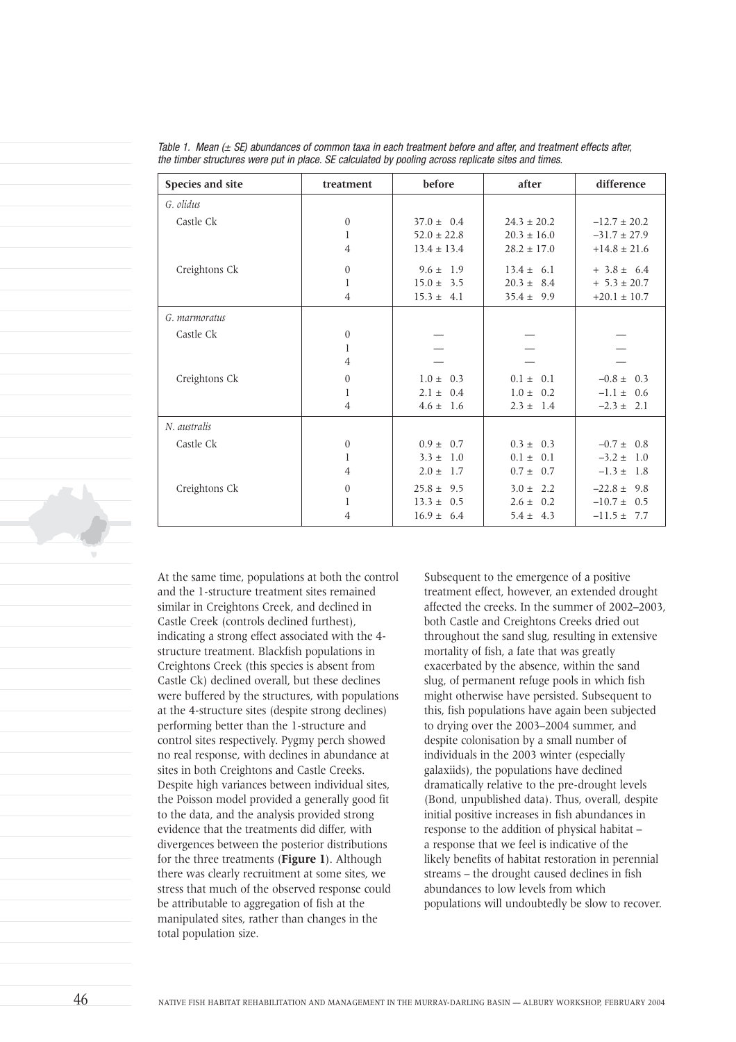*Table 1. Mean (± SE) abundances of common taxa in each treatment before and after, and treatment effects after, the timber structures were put in place. SE calculated by pooling across replicate sites and times.*

| Species and site | treatment | before | after | difference |
|---|---|---|---|---|
| *G. olidus* | | | | |
| Castle Ck | 0 | 37.0 ± 0.4 | 24.3 ± 20.2 | –12.7 ± 20.2 |
| | 1 | 52.0 ± 22.8 | 20.3 ± 16.0 | –31.7 ± 27.9 |
| | 4 | 13.4 ± 13.4 | 28.2 ± 17.0 | +14.8 ± 21.6 |
| Creightons Ck | 0 | 9.6 ± 1.9 | 13.4 ± 6.1 | + 3.8 ± 6.4 |
| | 1 | 15.0 ± 3.5 | 20.3 ± 8.4 | + 5.3 ± 20.7 |
| | 4 | 15.3 ± 4.1 | 35.4 ± 9.9 | +20.1 ± 10.7 |
| *G. marmoratus* | | | | |
| Castle Ck | 0 | — | — | — |
| | 1 | — | — | — |
| | 4 | — | — | — |
| Creightons Ck | 0 | 1.0 ± 0.3 | 0.1 ± 0.1 | –0.8 ± 0.3 |
| | 1 | 2.1 ± 0.4 | 1.0 ± 0.2 | –1.1 ± 0.6 |
| | 4 | 4.6 ± 1.6 | 2.3 ± 1.4 | –2.3 ± 2.1 |
| *N. australis* | | | | |
| Castle Ck | 0 | 0.9 ± 0.7 | 0.3 ± 0.3 | –0.7 ± 0.8 |
| | 1 | 3.3 ± 1.0 | 0.1 ± 0.1 | –3.2 ± 1.0 |
| | 4 | 2.0 ± 1.7 | 0.7 ± 0.7 | –1.3 ± 1.8 |
| Creightons Ck | 0 | 25.8 ± 9.5 | 3.0 ± 2.2 | –22.8 ± 9.8 |
| | 1 | 13.3 ± 0.5 | 2.6 ± 0.2 | –10.7 ± 0.5 |
| | 4 | 16.9 ± 6.4 | 5.4 ± 4.3 | –11.5 ± 7.7 |

At the same time, populations at both the control and the 1-structure treatment sites remained similar in Creightons Creek, and declined in Castle Creek (controls declined furthest), indicating a strong effect associated with the 4-structure treatment. Blackfish populations in Creightons Creek (this species is absent from Castle Ck) declined overall, but these declines were buffered by the structures, with populations at the 4-structure sites (despite strong declines) performing better than the 1-structure and control sites respectively. Pygmy perch showed no real response, with declines in abundance at sites in both Creightons and Castle Creeks. Despite high variances between individual sites, the Poisson model provided a generally good fit to the data, and the analysis provided strong evidence that the treatments did differ, with divergences between the posterior distributions for the three treatments (**Figure 1**). Although there was clearly recruitment at some sites, we stress that much of the observed response could be attributable to aggregation of fish at the manipulated sites, rather than changes in the total population size.

Subsequent to the emergence of a positive treatment effect, however, an extended drought affected the creeks. In the summer of 2002–2003, both Castle and Creightons Creeks dried out throughout the sand slug, resulting in extensive mortality of fish, a fate that was greatly exacerbated by the absence, within the sand slug, of permanent refuge pools in which fish might otherwise have persisted. Subsequent to this, fish populations have again been subjected to drying over the 2003–2004 summer, and despite colonisation by a small number of individuals in the 2003 winter (especially galaxiids), the populations have declined dramatically relative to the pre-drought levels (Bond, unpublished data). Thus, overall, despite initial positive increases in fish abundances in response to the addition of physical habitat – a response that we feel is indicative of the likely benefits of habitat restoration in perennial streams – the drought caused declines in fish abundances to low levels from which populations will undoubtedly be slow to recover.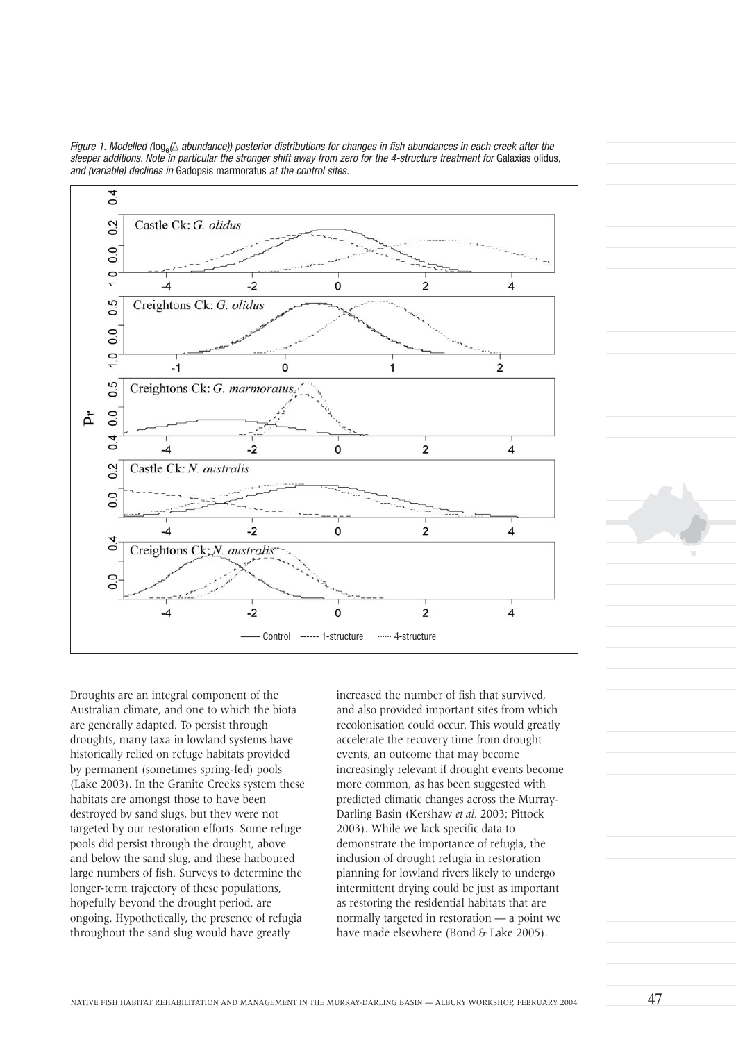*Figure 1. Modelled ($\log_e(\Delta$ abundance$)$) posterior distributions for changes in fish abundances in each creek after the sleeper additions. Note in particular the stronger shift away from zero for the 4-structure treatment for* Galaxias olidus*, and (variable) declines in* Gadopsis marmoratus *at the control sites.*

Droughts are an integral component of the Australian climate, and one to which the biota are generally adapted. To persist through droughts, many taxa in lowland systems have historically relied on refuge habitats provided by permanent (sometimes spring-fed) pools (Lake 2003). In the Granite Creeks system these habitats are amongst those to have been destroyed by sand slugs, but they were not targeted by our restoration efforts. Some refuge pools did persist through the drought, above and below the sand slug, and these harboured large numbers of fish. Surveys to determine the longer-term trajectory of these populations, hopefully beyond the drought period, are ongoing. Hypothetically, the presence of refugia throughout the sand slug would have greatly increased the number of fish that survived, and also provided important sites from which recolonisation could occur. This would greatly accelerate the recovery time from drought events, an outcome that may become increasingly relevant if drought events become more common, as has been suggested with predicted climatic changes across the Murray-Darling Basin (Kershaw *et al*. 2003; Pittock 2003). While we lack specific data to demonstrate the importance of refugia, the inclusion of drought refugia in restoration planning for lowland rivers likely to undergo intermittent drying could be just as important as restoring the residential habitats that are normally targeted in restoration — a point we have made elsewhere (Bond & Lake 2005).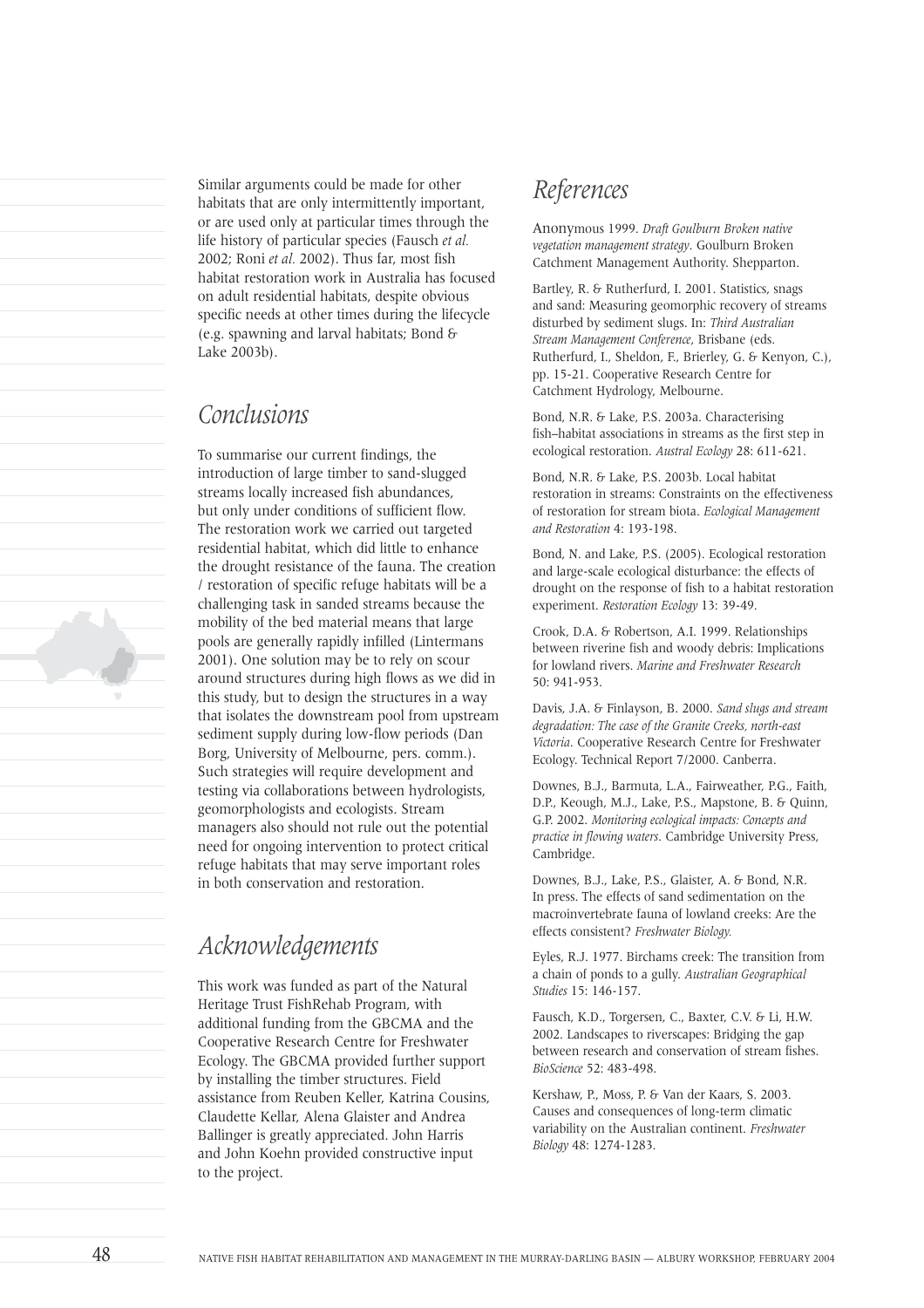Similar arguments could be made for other habitats that are only intermittently important, or are used only at particular times through the life history of particular species (Fausch *et al.* 2002; Roni *et al.* 2002). Thus far, most fish habitat restoration work in Australia has focused on adult residential habitats, despite obvious specific needs at other times during the lifecycle (e.g. spawning and larval habitats; Bond & Lake 2003b).

## Conclusions

To summarise our current findings, the introduction of large timber to sand-slugged streams locally increased fish abundances, but only under conditions of sufficient flow. The restoration work we carried out targeted residential habitat, which did little to enhance the drought resistance of the fauna. The creation / restoration of specific refuge habitats will be a challenging task in sanded streams because the mobility of the bed material means that large pools are generally rapidly infilled (Lintermans 2001). One solution may be to rely on scour around structures during high flows as we did in this study, but to design the structures in a way that isolates the downstream pool from upstream sediment supply during low-flow periods (Dan Borg, University of Melbourne, pers. comm.). Such strategies will require development and testing via collaborations between hydrologists, geomorphologists and ecologists. Stream managers also should not rule out the potential need for ongoing intervention to protect critical refuge habitats that may serve important roles in both conservation and restoration.

## Acknowledgements

This work was funded as part of the Natural Heritage Trust FishRehab Program, with additional funding from the GBCMA and the Cooperative Research Centre for Freshwater Ecology. The GBCMA provided further support by installing the timber structures. Field assistance from Reuben Keller, Katrina Cousins, Claudette Kellar, Alena Glaister and Andrea Ballinger is greatly appreciated. John Harris and John Koehn provided constructive input to the project.

## References

Anonymous 1999. *Draft Goulburn Broken native vegetation management strategy*. Goulburn Broken Catchment Management Authority. Shepparton.

Bartley, R. & Rutherfurd, I. 2001. Statistics, snags and sand: Measuring geomorphic recovery of streams disturbed by sediment slugs. In: *Third Australian Stream Management Conference*, Brisbane (eds. Rutherfurd, I., Sheldon, F., Brierley, G. & Kenyon, C.), pp. 15-21. Cooperative Research Centre for Catchment Hydrology, Melbourne.

Bond, N.R. & Lake, P.S. 2003a. Characterising fish–habitat associations in streams as the first step in ecological restoration. *Austral Ecology* 28: 611-621.

Bond, N.R. & Lake, P.S. 2003b. Local habitat restoration in streams: Constraints on the effectiveness of restoration for stream biota. *Ecological Management and Restoration* 4: 193-198.

Bond, N. and Lake, P.S. (2005). Ecological restoration and large-scale ecological disturbance: the effects of drought on the response of fish to a habitat restoration experiment. *Restoration Ecology* 13: 39-49.

Crook, D.A. & Robertson, A.I. 1999. Relationships between riverine fish and woody debris: Implications for lowland rivers. *Marine and Freshwater Research* 50: 941-953.

Davis, J.A. & Finlayson, B. 2000. *Sand slugs and stream degradation: The case of the Granite Creeks, north-east Victoria*. Cooperative Research Centre for Freshwater Ecology. Technical Report 7/2000. Canberra.

Downes, B.J., Barmuta, L.A., Fairweather, P.G., Faith, D.P., Keough, M.J., Lake, P.S., Mapstone, B. & Quinn, G.P. 2002. *Monitoring ecological impacts: Concepts and practice in flowing waters*. Cambridge University Press, Cambridge.

Downes, B.J., Lake, P.S., Glaister, A. & Bond, N.R. In press. The effects of sand sedimentation on the macroinvertebrate fauna of lowland creeks: Are the effects consistent? *Freshwater Biology.*

Eyles, R.J. 1977. Birchams creek: The transition from a chain of ponds to a gully. *Australian Geographical Studies* 15: 146-157.

Fausch, K.D., Torgersen, C., Baxter, C.V. & Li, H.W. 2002. Landscapes to riverscapes: Bridging the gap between research and conservation of stream fishes. *BioScience* 52: 483-498.

Kershaw, P., Moss, P. & Van der Kaars, S. 2003. Causes and consequences of long-term climatic variability on the Australian continent. *Freshwater Biology* 48: 1274-1283.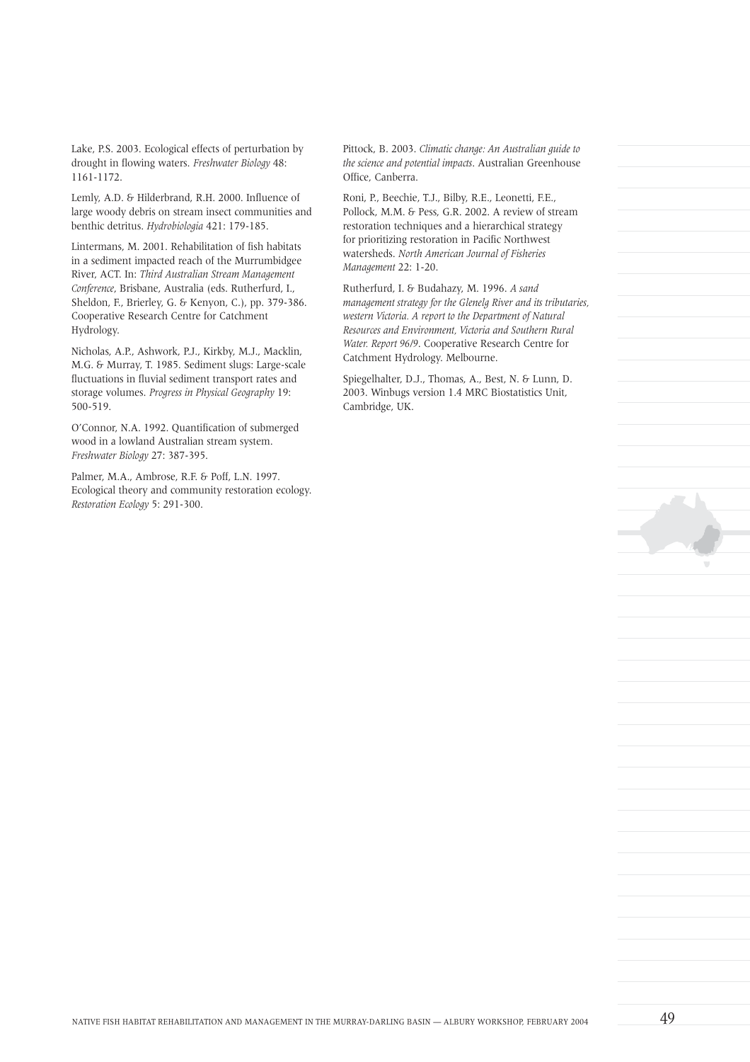Lake, P.S. 2003. Ecological effects of perturbation by drought in flowing waters. *Freshwater Biology* 48: 1161-1172.

Lemly, A.D. & Hilderbrand, R.H. 2000. Influence of large woody debris on stream insect communities and benthic detritus. *Hydrobiologia* 421: 179-185.

Lintermans, M. 2001. Rehabilitation of fish habitats in a sediment impacted reach of the Murrumbidgee River, ACT. In: *Third Australian Stream Management Conference*, Brisbane, Australia (eds. Rutherfurd, I., Sheldon, F., Brierley, G. & Kenyon, C.), pp. 379-386. Cooperative Research Centre for Catchment Hydrology.

Nicholas, A.P., Ashwork, P.J., Kirkby, M.J., Macklin, M.G. & Murray, T. 1985. Sediment slugs: Large-scale fluctuations in fluvial sediment transport rates and storage volumes. *Progress in Physical Geography* 19: 500-519.

O'Connor, N.A. 1992. Quantification of submerged wood in a lowland Australian stream system. *Freshwater Biology* 27: 387-395.

Palmer, M.A., Ambrose, R.F. & Poff, L.N. 1997. Ecological theory and community restoration ecology. *Restoration Ecology* 5: 291-300.

Pittock, B. 2003. *Climatic change: An Australian guide to the science and potential impacts*. Australian Greenhouse Office, Canberra.

Roni, P., Beechie, T.J., Bilby, R.E., Leonetti, F.E., Pollock, M.M. & Pess, G.R. 2002. A review of stream restoration techniques and a hierarchical strategy for prioritizing restoration in Pacific Northwest watersheds. *North American Journal of Fisheries Management* 22: 1-20.

Rutherfurd, I. & Budahazy, M. 1996. *A sand management strategy for the Glenelg River and its tributaries, western Victoria. A report to the Department of Natural Resources and Environment, Victoria and Southern Rural Water. Report 96/9*. Cooperative Research Centre for Catchment Hydrology. Melbourne.

Spiegelhalter, D.J., Thomas, A., Best, N. & Lunn, D. 2003. Winbugs version 1.4 MRC Biostatistics Unit, Cambridge, UK.